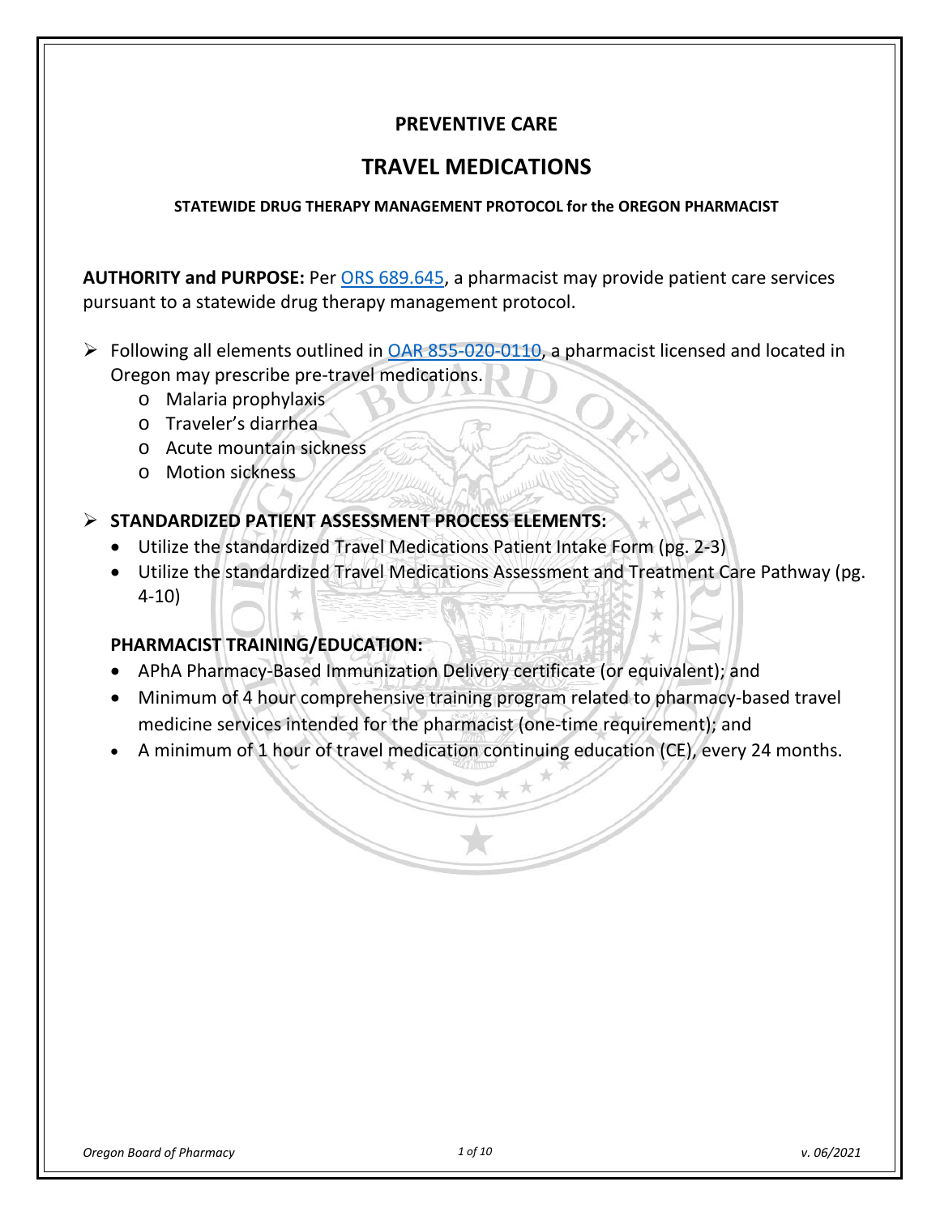**PREVENTIVE CARE**

# TRAVEL MEDICATIONS

**STATEWIDE DRUG THERAPY MANAGEMENT PROTOCOL for the OREGON PHARMACIST**

**AUTHORITY and PURPOSE:** Per [ORS 689.645](), a pharmacist may provide patient care services pursuant to a statewide drug therapy management protocol.

- Following all elements outlined in [OAR 855-020-0110](), a pharmacist licensed and located in Oregon may prescribe pre-travel medications.
  - Malaria prophylaxis
  - Traveler's diarrhea
  - Acute mountain sickness
  - Motion sickness

- **STANDARDIZED PATIENT ASSESSMENT PROCESS ELEMENTS:**
  - Utilize the standardized Travel Medications Patient Intake Form (pg. 2-3)
  - Utilize the standardized Travel Medications Assessment and Treatment Care Pathway (pg. 4-10)

  **PHARMACIST TRAINING/EDUCATION:**
  - APhA Pharmacy-Based Immunization Delivery certificate (or equivalent); and
  - Minimum of 4 hour comprehensive training program related to pharmacy-based travel medicine services intended for the pharmacist (one-time requirement); and
  - A minimum of 1 hour of travel medication continuing education (CE), every 24 months.

*Oregon Board of Pharmacy* *v. 06/2021*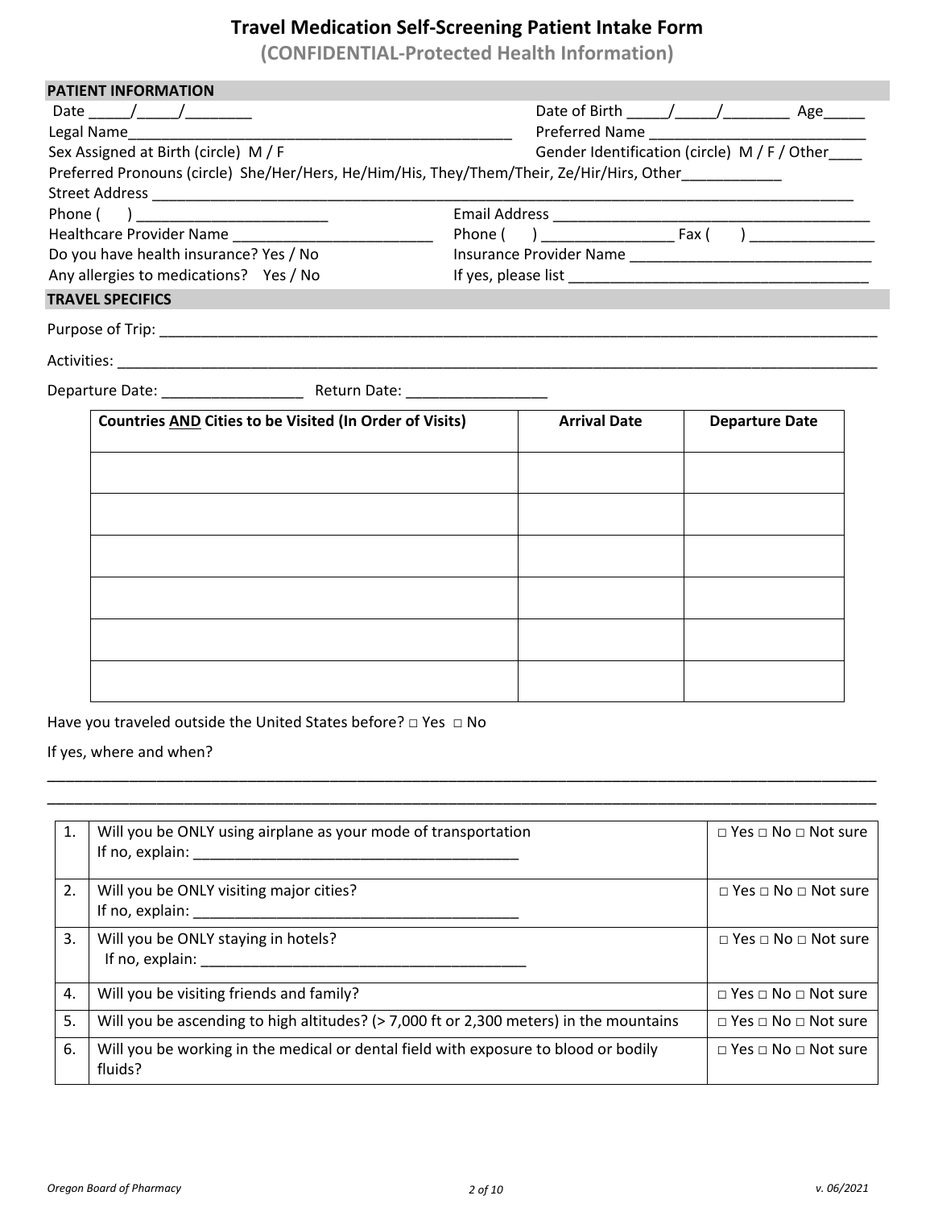# Travel Medication Self-Screening Patient Intake Form

**(CONFIDENTIAL-Protected Health Information)**

## PATIENT INFORMATION

Date _____/_____/________ Date of Birth _____/_____/________ Age_____

Legal Name_______________________________________________ Preferred Name __________________________

Sex Assigned at Birth (circle) M / F Gender Identification (circle) M / F / Other____

Preferred Pronouns (circle) She/Her/Hers, He/Him/His, They/Them/Their, Ze/Hir/Hirs, Other____________

Street Address ___________________________________________________________________________________

Phone ( ) _______________________ Email Address _______________________________________

Healthcare Provider Name ________________________ Phone ( ) ________________ Fax ( ) _______________

Do you have health insurance? Yes / No Insurance Provider Name _____________________________

Any allergies to medications? Yes / No If yes, please list ____________________________________

## TRAVEL SPECIFICS

Purpose of Trip: ___________________________________________________________________________________

Activities: ________________________________________________________________________________________

Departure Date: _________________ Return Date: _________________

| Countries **AND** Cities to be Visited (In Order of Visits) | Arrival Date | Departure Date |
|---|---|---|
| | | |
| | | |
| | | |
| | | |
| | | |
| | | |

Have you traveled outside the United States before? □ Yes □ No

If yes, where and when?

___________________________________________________________________________________________________

___________________________________________________________________________________________________

| | | |
|---|---|---|
| 1. | Will you be ONLY using airplane as your mode of transportation<br>If no, explain: _______________________________________ | □ Yes □ No □ Not sure |
| 2. | Will you be ONLY visiting major cities?<br>If no, explain: _______________________________________ | □ Yes □ No □ Not sure |
| 3. | Will you be ONLY staying in hotels?<br>If no, explain: _______________________________________ | □ Yes □ No □ Not sure |
| 4. | Will you be visiting friends and family? | □ Yes □ No □ Not sure |
| 5. | Will you be ascending to high altitudes? (> 7,000 ft or 2,300 meters) in the mountains | □ Yes □ No □ Not sure |
| 6. | Will you be working in the medical or dental field with exposure to blood or bodily fluids? | □ Yes □ No □ Not sure |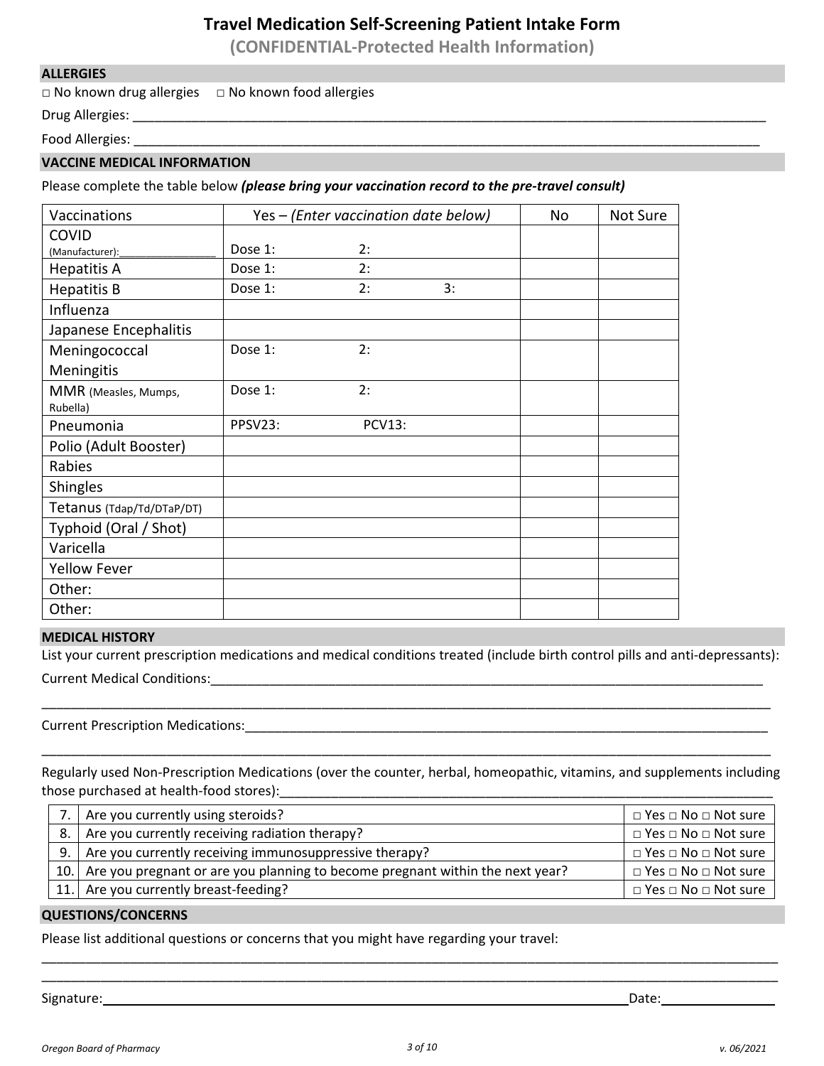# Travel Medication Self-Screening Patient Intake Form

**(CONFIDENTIAL-Protected Health Information)**

## ALLERGIES

□ No known drug allergies □ No known food allergies

Drug Allergies: ______________________________________________________________________________

Food Allergies: ______________________________________________________________________________

## VACCINE MEDICAL INFORMATION

Please complete the table below ***(please bring your vaccination record to the pre-travel consult)***

| Vaccinations | Yes – *(Enter vaccination date below)* | No | Not Sure |
|---|---|---|---|
| COVID (Manufacturer):_______________ | Dose 1: 2: | | |
| Hepatitis A | Dose 1: 2: | | |
| Hepatitis B | Dose 1: 2: 3: | | |
| Influenza | | | |
| Japanese Encephalitis | | | |
| Meningococcal Meningitis | Dose 1: 2: | | |
| MMR (Measles, Mumps, Rubella) | Dose 1: 2: | | |
| Pneumonia | PPSV23: PCV13: | | |
| Polio (Adult Booster) | | | |
| Rabies | | | |
| Shingles | | | |
| Tetanus (Tdap/Td/DTaP/DT) | | | |
| Typhoid (Oral / Shot) | | | |
| Varicella | | | |
| Yellow Fever | | | |
| Other: | | | |
| Other: | | | |

## MEDICAL HISTORY

List your current prescription medications and medical conditions treated (include birth control pills and anti-depressants):

Current Medical Conditions:______________________________________________________________________

_____________________________________________________________________________________________

Current Prescription Medications:_________________________________________________________________

_____________________________________________________________________________________________

Regularly used Non-Prescription Medications (over the counter, herbal, homeopathic, vitamins, and supplements including those purchased at health-food stores):________________________________________________________

| | | |
|---|---|---|
| 7. | Are you currently using steroids? | □ Yes □ No □ Not sure |
| 8. | Are you currently receiving radiation therapy? | □ Yes □ No □ Not sure |
| 9. | Are you currently receiving immunosuppressive therapy? | □ Yes □ No □ Not sure |
| 10. | Are you pregnant or are you planning to become pregnant within the next year? | □ Yes □ No □ Not sure |
| 11. | Are you currently breast-feeding? | □ Yes □ No □ Not sure |

## QUESTIONS/CONCERNS

Please list additional questions or concerns that you might have regarding your travel:

_____________________________________________________________________________________________

_____________________________________________________________________________________________

Signature:_________________________________________________________________ Date:_______________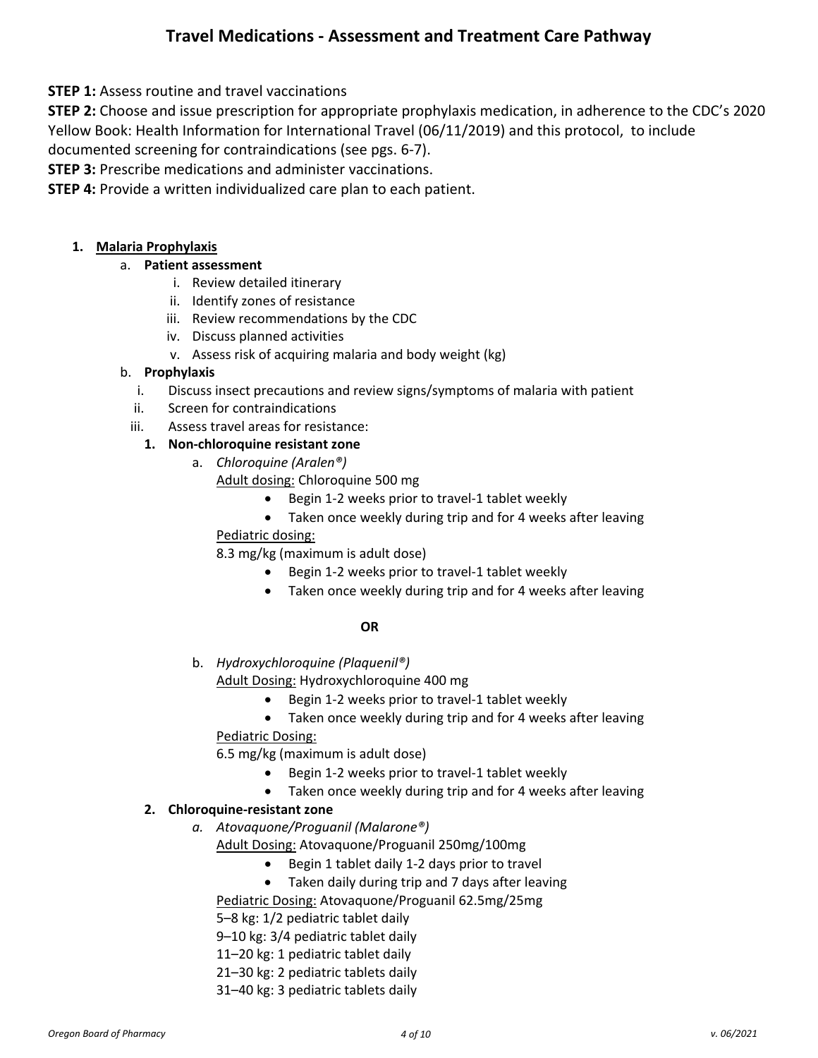# Travel Medications - Assessment and Treatment Care Pathway

**STEP 1:** Assess routine and travel vaccinations

**STEP 2:** Choose and issue prescription for appropriate prophylaxis medication, in adherence to the CDC's 2020 Yellow Book: Health Information for International Travel (06/11/2019) and this protocol, to include documented screening for contraindications (see pgs. 6-7).

**STEP 3:** Prescribe medications and administer vaccinations.

**STEP 4:** Provide a written individualized care plan to each patient.

1. **Malaria Prophylaxis**
   a. **Patient assessment**
      i. Review detailed itinerary
      ii. Identify zones of resistance
      iii. Review recommendations by the CDC
      iv. Discuss planned activities
      v. Assess risk of acquiring malaria and body weight (kg)
   b. **Prophylaxis**
      i. Discuss insect precautions and review signs/symptoms of malaria with patient
      ii. Screen for contraindications
      iii. Assess travel areas for resistance:
         1. **Non-chloroquine resistant zone**
            a. *Chloroquine (Aralen®)*
               Adult dosing: Chloroquine 500 mg
               - Begin 1-2 weeks prior to travel-1 tablet weekly
               - Taken once weekly during trip and for 4 weeks after leaving

               Pediatric dosing:
               8.3 mg/kg (maximum is adult dose)
               - Begin 1-2 weeks prior to travel-1 tablet weekly
               - Taken once weekly during trip and for 4 weeks after leaving

               **OR**

            b. *Hydroxychloroquine (Plaquenil®)*
               Adult Dosing: Hydroxychloroquine 400 mg
               - Begin 1-2 weeks prior to travel-1 tablet weekly
               - Taken once weekly during trip and for 4 weeks after leaving

               Pediatric Dosing:
               6.5 mg/kg (maximum is adult dose)
               - Begin 1-2 weeks prior to travel-1 tablet weekly
               - Taken once weekly during trip and for 4 weeks after leaving
         2. **Chloroquine-resistant zone**
            a. *Atovaquone/Proguanil (Malarone®)*
               Adult Dosing: Atovaquone/Proguanil 250mg/100mg
               - Begin 1 tablet daily 1-2 days prior to travel
               - Taken daily during trip and 7 days after leaving

               Pediatric Dosing: Atovaquone/Proguanil 62.5mg/25mg
               5–8 kg: 1/2 pediatric tablet daily
               9–10 kg: 3/4 pediatric tablet daily
               11–20 kg: 1 pediatric tablet daily
               21–30 kg: 2 pediatric tablets daily
               31–40 kg: 3 pediatric tablets daily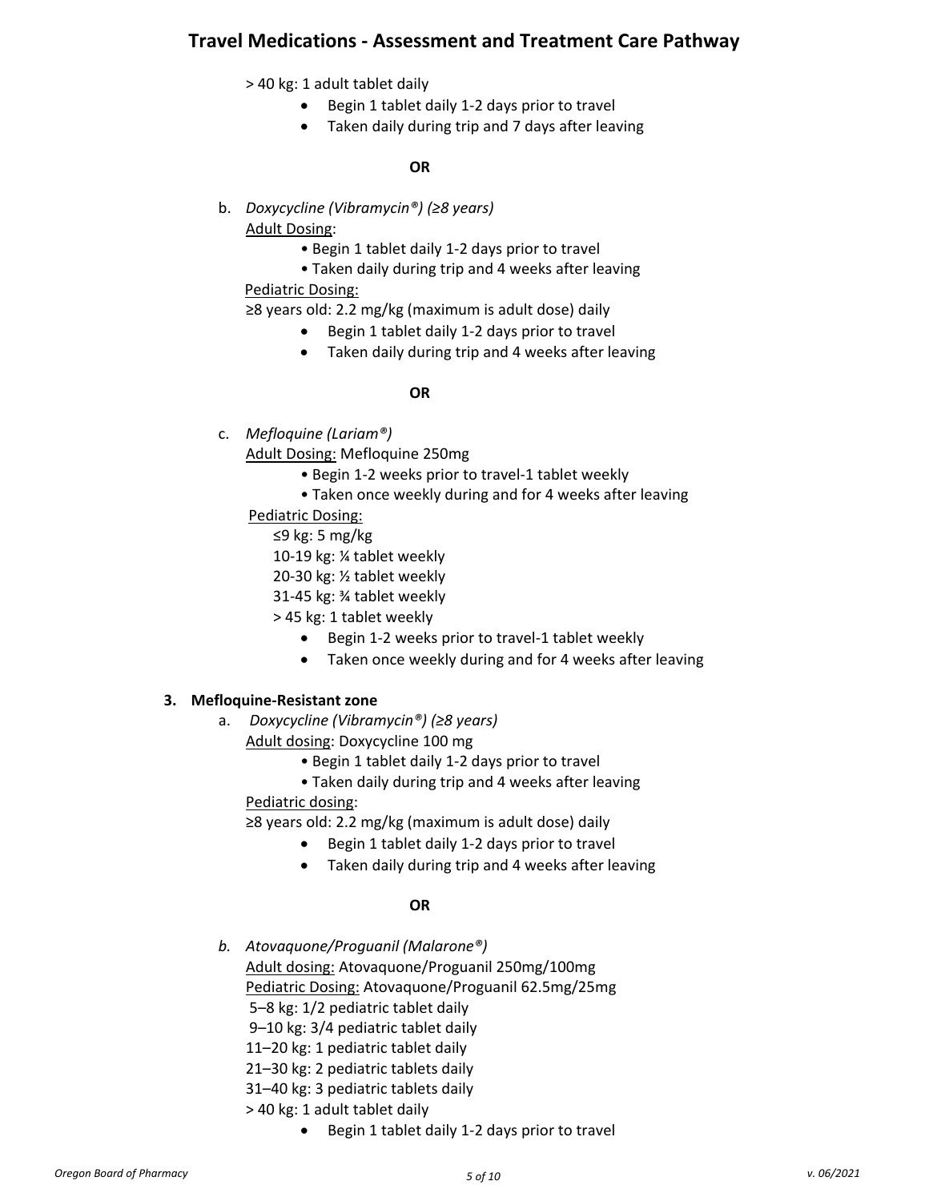> 40 kg: 1 adult tablet daily

- Begin 1 tablet daily 1-2 days prior to travel
- Taken daily during trip and 7 days after leaving

**OR**

b. *Doxycycline (Vibramycin®) (≥8 years)*

Adult Dosing:

- Begin 1 tablet daily 1-2 days prior to travel
- Taken daily during trip and 4 weeks after leaving

Pediatric Dosing:

≥8 years old: 2.2 mg/kg (maximum is adult dose) daily

- Begin 1 tablet daily 1-2 days prior to travel
- Taken daily during trip and 4 weeks after leaving

**OR**

c. *Mefloquine (Lariam®)*

Adult Dosing: Mefloquine 250mg

- Begin 1-2 weeks prior to travel-1 tablet weekly
- Taken once weekly during and for 4 weeks after leaving

Pediatric Dosing:

≤9 kg: 5 mg/kg
10-19 kg: ¼ tablet weekly
20-30 kg: ½ tablet weekly
31-45 kg: ¾ tablet weekly
> 45 kg: 1 tablet weekly

- Begin 1-2 weeks prior to travel-1 tablet weekly
- Taken once weekly during and for 4 weeks after leaving

**3. Mefloquine-Resistant zone**

a. *Doxycycline (Vibramycin®) (≥8 years)*

Adult dosing: Doxycycline 100 mg

- Begin 1 tablet daily 1-2 days prior to travel
- Taken daily during trip and 4 weeks after leaving

Pediatric dosing:

≥8 years old: 2.2 mg/kg (maximum is adult dose) daily

- Begin 1 tablet daily 1-2 days prior to travel
- Taken daily during trip and 4 weeks after leaving

**OR**

b. *Atovaquone/Proguanil (Malarone®)*

Adult dosing: Atovaquone/Proguanil 250mg/100mg
Pediatric Dosing: Atovaquone/Proguanil 62.5mg/25mg
5–8 kg: 1/2 pediatric tablet daily
9–10 kg: 3/4 pediatric tablet daily
11–20 kg: 1 pediatric tablet daily
21–30 kg: 2 pediatric tablets daily
31–40 kg: 3 pediatric tablets daily
> 40 kg: 1 adult tablet daily

- Begin 1 tablet daily 1-2 days prior to travel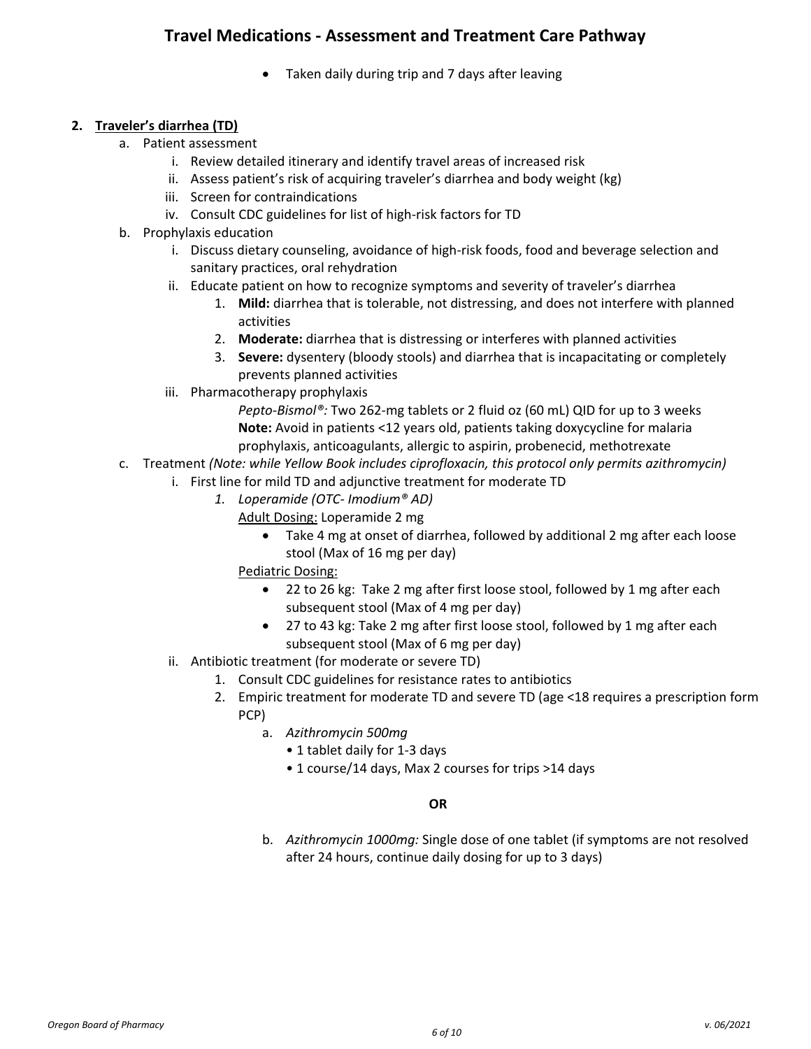- Taken daily during trip and 7 days after leaving

2. **Traveler's diarrhea (TD)**
   a. Patient assessment
      i. Review detailed itinerary and identify travel areas of increased risk
      ii. Assess patient's risk of acquiring traveler's diarrhea and body weight (kg)
      iii. Screen for contraindications
      iv. Consult CDC guidelines for list of high-risk factors for TD

   b. Prophylaxis education
      i. Discuss dietary counseling, avoidance of high-risk foods, food and beverage selection and sanitary practices, oral rehydration
      ii. Educate patient on how to recognize symptoms and severity of traveler's diarrhea
         1. **Mild:** diarrhea that is tolerable, not distressing, and does not interfere with planned activities
         2. **Moderate:** diarrhea that is distressing or interferes with planned activities
         3. **Severe:** dysentery (bloody stools) and diarrhea that is incapacitating or completely prevents planned activities
      iii. Pharmacotherapy prophylaxis

         *Pepto-Bismol®:* Two 262-mg tablets or 2 fluid oz (60 mL) QID for up to 3 weeks
         **Note:** Avoid in patients <12 years old, patients taking doxycycline for malaria prophylaxis, anticoagulants, allergic to aspirin, probenecid, methotrexate

   c. Treatment *(Note: while Yellow Book includes ciprofloxacin, this protocol only permits azithromycin)*
      i. First line for mild TD and adjunctive treatment for moderate TD
         1. *Loperamide (OTC- Imodium® AD)*

            Adult Dosing: Loperamide 2 mg
            - Take 4 mg at onset of diarrhea, followed by additional 2 mg after each loose stool (Max of 16 mg per day)

            Pediatric Dosing:
            - 22 to 26 kg: Take 2 mg after first loose stool, followed by 1 mg after each subsequent stool (Max of 4 mg per day)
            - 27 to 43 kg: Take 2 mg after first loose stool, followed by 1 mg after each subsequent stool (Max of 6 mg per day)
      ii. Antibiotic treatment (for moderate or severe TD)
         1. Consult CDC guidelines for resistance rates to antibiotics
         2. Empiric treatment for moderate TD and severe TD (age <18 requires a prescription form PCP)
            a. *Azithromycin 500mg*
               - 1 tablet daily for 1-3 days
               - 1 course/14 days, Max 2 courses for trips >14 days

            **OR**

            b. *Azithromycin 1000mg:* Single dose of one tablet (if symptoms are not resolved after 24 hours, continue daily dosing for up to 3 days)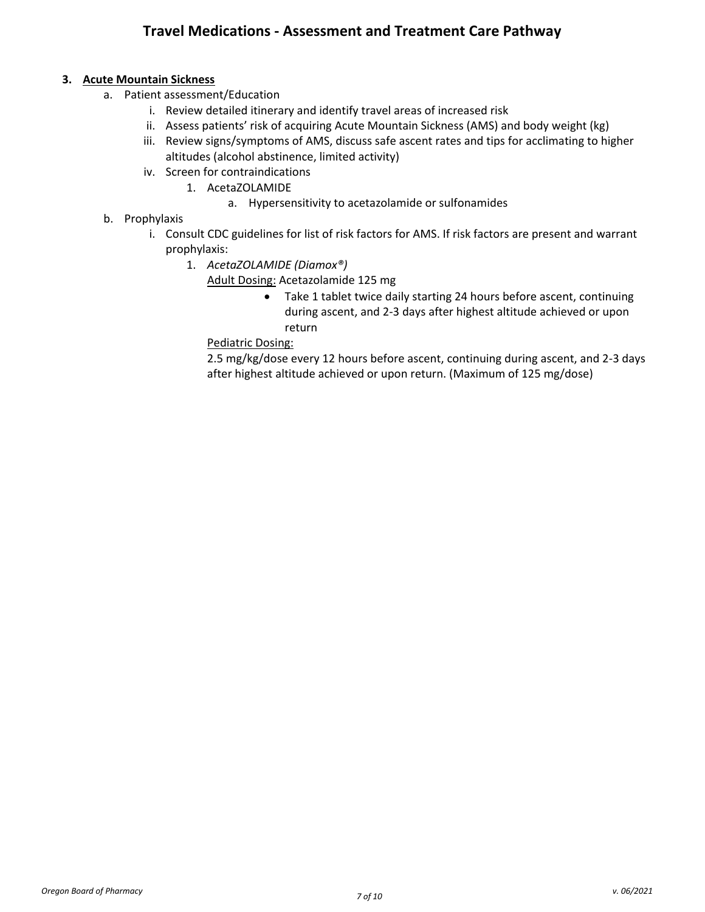# Travel Medications - Assessment and Treatment Care Pathway

3. **Acute Mountain Sickness**
   a. Patient assessment/Education
      i. Review detailed itinerary and identify travel areas of increased risk
      ii. Assess patients' risk of acquiring Acute Mountain Sickness (AMS) and body weight (kg)
      iii. Review signs/symptoms of AMS, discuss safe ascent rates and tips for acclimating to higher altitudes (alcohol abstinence, limited activity)
      iv. Screen for contraindications
         1. AcetaZOLAMIDE
            a. Hypersensitivity to acetazolamide or sulfonamides
   b. Prophylaxis
      i. Consult CDC guidelines for list of risk factors for AMS. If risk factors are present and warrant prophylaxis:
         1. *AcetaZOLAMIDE (Diamox®)*

            Adult Dosing: Acetazolamide 125 mg
            - Take 1 tablet twice daily starting 24 hours before ascent, continuing during ascent, and 2-3 days after highest altitude achieved or upon return

            Pediatric Dosing:

            2.5 mg/kg/dose every 12 hours before ascent, continuing during ascent, and 2-3 days after highest altitude achieved or upon return. (Maximum of 125 mg/dose)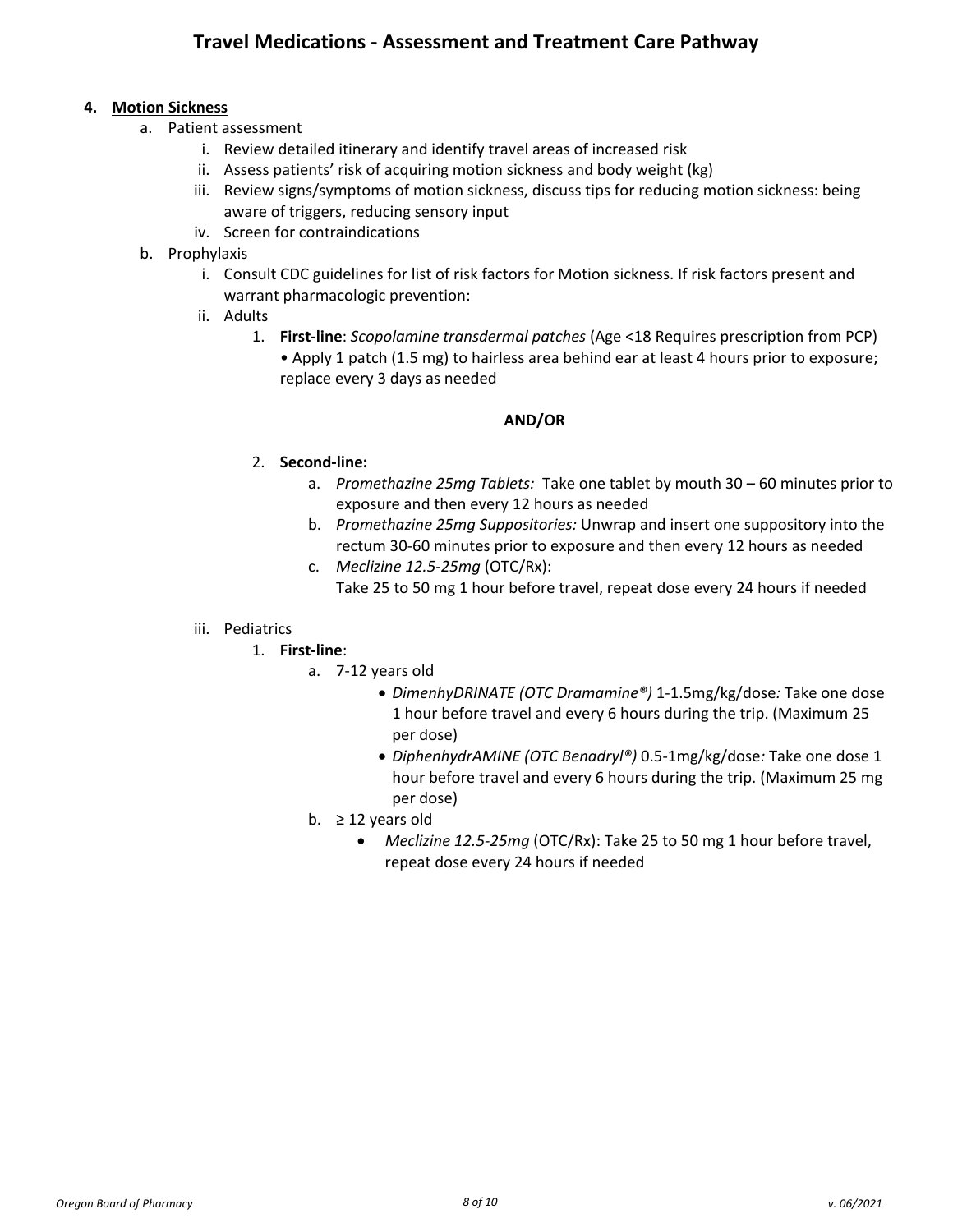# Travel Medications - Assessment and Treatment Care Pathway

4. **Motion Sickness**
   a. Patient assessment
      i. Review detailed itinerary and identify travel areas of increased risk
      ii. Assess patients' risk of acquiring motion sickness and body weight (kg)
      iii. Review signs/symptoms of motion sickness, discuss tips for reducing motion sickness: being aware of triggers, reducing sensory input
      iv. Screen for contraindications
   b. Prophylaxis
      i. Consult CDC guidelines for list of risk factors for Motion sickness. If risk factors present and warrant pharmacologic prevention:
      ii. Adults
         1. **First-line**: *Scopolamine transdermal patches* (Age <18 Requires prescription from PCP)
            • Apply 1 patch (1.5 mg) to hairless area behind ear at least 4 hours prior to exposure; replace every 3 days as needed

            **AND/OR**

         2. **Second-line:**
            a. *Promethazine 25mg Tablets:* Take one tablet by mouth 30 – 60 minutes prior to exposure and then every 12 hours as needed
            b. *Promethazine 25mg Suppositories:* Unwrap and insert one suppository into the rectum 30-60 minutes prior to exposure and then every 12 hours as needed
            c. *Meclizine 12.5-25mg* (OTC/Rx):
               Take 25 to 50 mg 1 hour before travel, repeat dose every 24 hours if needed

      iii. Pediatrics
         1. **First-line**:
            a. 7-12 years old
               - *DimenhyDRINATE (OTC Dramamine®)* 1-1.5mg/kg/dose*:* Take one dose 1 hour before travel and every 6 hours during the trip. (Maximum 25 per dose)
               - *DiphenhydrAMINE (OTC Benadryl®)* 0.5-1mg/kg/dose*:* Take one dose 1 hour before travel and every 6 hours during the trip. (Maximum 25 mg per dose)
            b. ≥ 12 years old
               - *Meclizine 12.5-25mg* (OTC/Rx): Take 25 to 50 mg 1 hour before travel, repeat dose every 24 hours if needed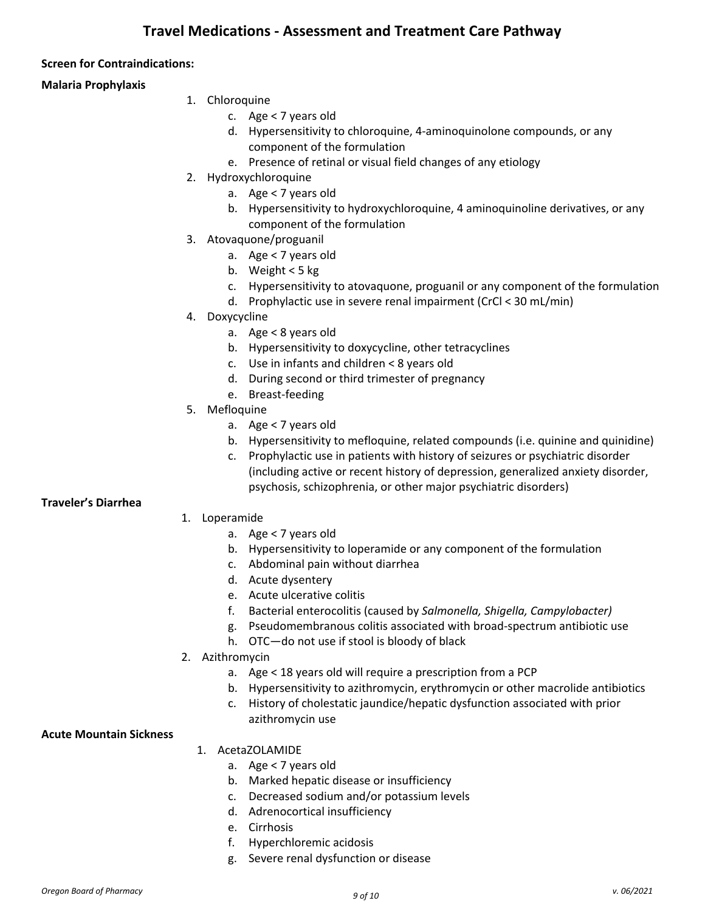# Travel Medications - Assessment and Treatment Care Pathway

**Screen for Contraindications:**

**Malaria Prophylaxis**

1. Chloroquine
   c. Age < 7 years old
   d. Hypersensitivity to chloroquine, 4-aminoquinolone compounds, or any component of the formulation
   e. Presence of retinal or visual field changes of any etiology
2. Hydroxychloroquine
   a. Age < 7 years old
   b. Hypersensitivity to hydroxychloroquine, 4 aminoquinoline derivatives, or any component of the formulation
3. Atovaquone/proguanil
   a. Age < 7 years old
   b. Weight < 5 kg
   c. Hypersensitivity to atovaquone, proguanil or any component of the formulation
   d. Prophylactic use in severe renal impairment (CrCl < 30 mL/min)
4. Doxycycline
   a. Age < 8 years old
   b. Hypersensitivity to doxycycline, other tetracyclines
   c. Use in infants and children < 8 years old
   d. During second or third trimester of pregnancy
   e. Breast-feeding
5. Mefloquine
   a. Age < 7 years old
   b. Hypersensitivity to mefloquine, related compounds (i.e. quinine and quinidine)
   c. Prophylactic use in patients with history of seizures or psychiatric disorder (including active or recent history of depression, generalized anxiety disorder, psychosis, schizophrenia, or other major psychiatric disorders)

**Traveler's Diarrhea**

1. Loperamide
   a. Age < 7 years old
   b. Hypersensitivity to loperamide or any component of the formulation
   c. Abdominal pain without diarrhea
   d. Acute dysentery
   e. Acute ulcerative colitis
   f. Bacterial enterocolitis (caused by *Salmonella, Shigella, Campylobacter)*
   g. Pseudomembranous colitis associated with broad-spectrum antibiotic use
   h. OTC—do not use if stool is bloody of black
2. Azithromycin
   a. Age < 18 years old will require a prescription from a PCP
   b. Hypersensitivity to azithromycin, erythromycin or other macrolide antibiotics
   c. History of cholestatic jaundice/hepatic dysfunction associated with prior azithromycin use

**Acute Mountain Sickness**

1. AcetaZOLAMIDE
   a. Age < 7 years old
   b. Marked hepatic disease or insufficiency
   c. Decreased sodium and/or potassium levels
   d. Adrenocortical insufficiency
   e. Cirrhosis
   f. Hyperchloremic acidosis
   g. Severe renal dysfunction or disease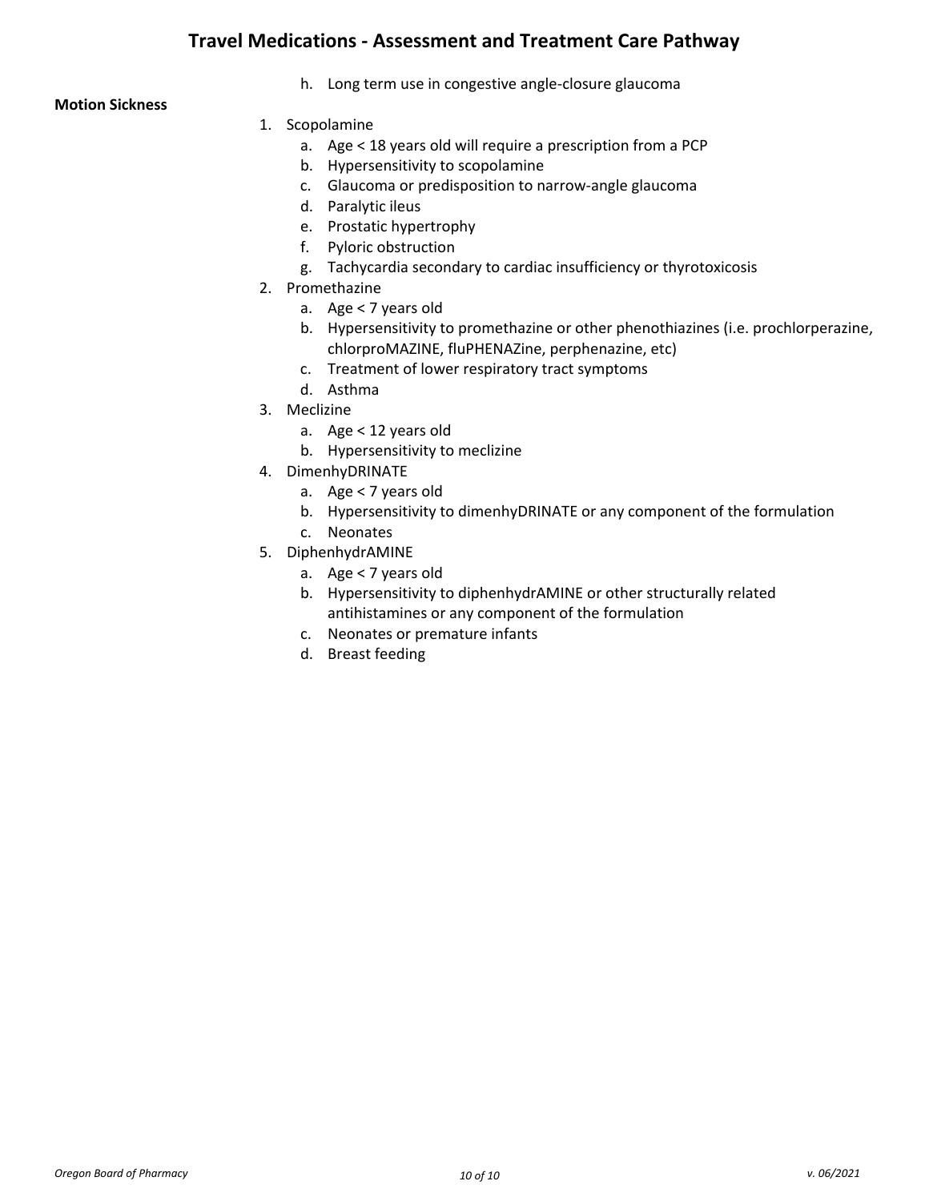h. Long term use in congestive angle-closure glaucoma

**Motion Sickness**

1. Scopolamine
   a. Age < 18 years old will require a prescription from a PCP
   b. Hypersensitivity to scopolamine
   c. Glaucoma or predisposition to narrow-angle glaucoma
   d. Paralytic ileus
   e. Prostatic hypertrophy
   f. Pyloric obstruction
   g. Tachycardia secondary to cardiac insufficiency or thyrotoxicosis
2. Promethazine
   a. Age < 7 years old
   b. Hypersensitivity to promethazine or other phenothiazines (i.e. prochlorperazine, chlorproMAZINE, fluPHENAZine, perphenazine, etc)
   c. Treatment of lower respiratory tract symptoms
   d. Asthma
3. Meclizine
   a. Age < 12 years old
   b. Hypersensitivity to meclizine
4. DimenhyDRINATE
   a. Age < 7 years old
   b. Hypersensitivity to dimenhyDRINATE or any component of the formulation
   c. Neonates
5. DiphenhydrAMINE
   a. Age < 7 years old
   b. Hypersensitivity to diphenhydrAMINE or other structurally related antihistamines or any component of the formulation
   c. Neonates or premature infants
   d. Breast feeding